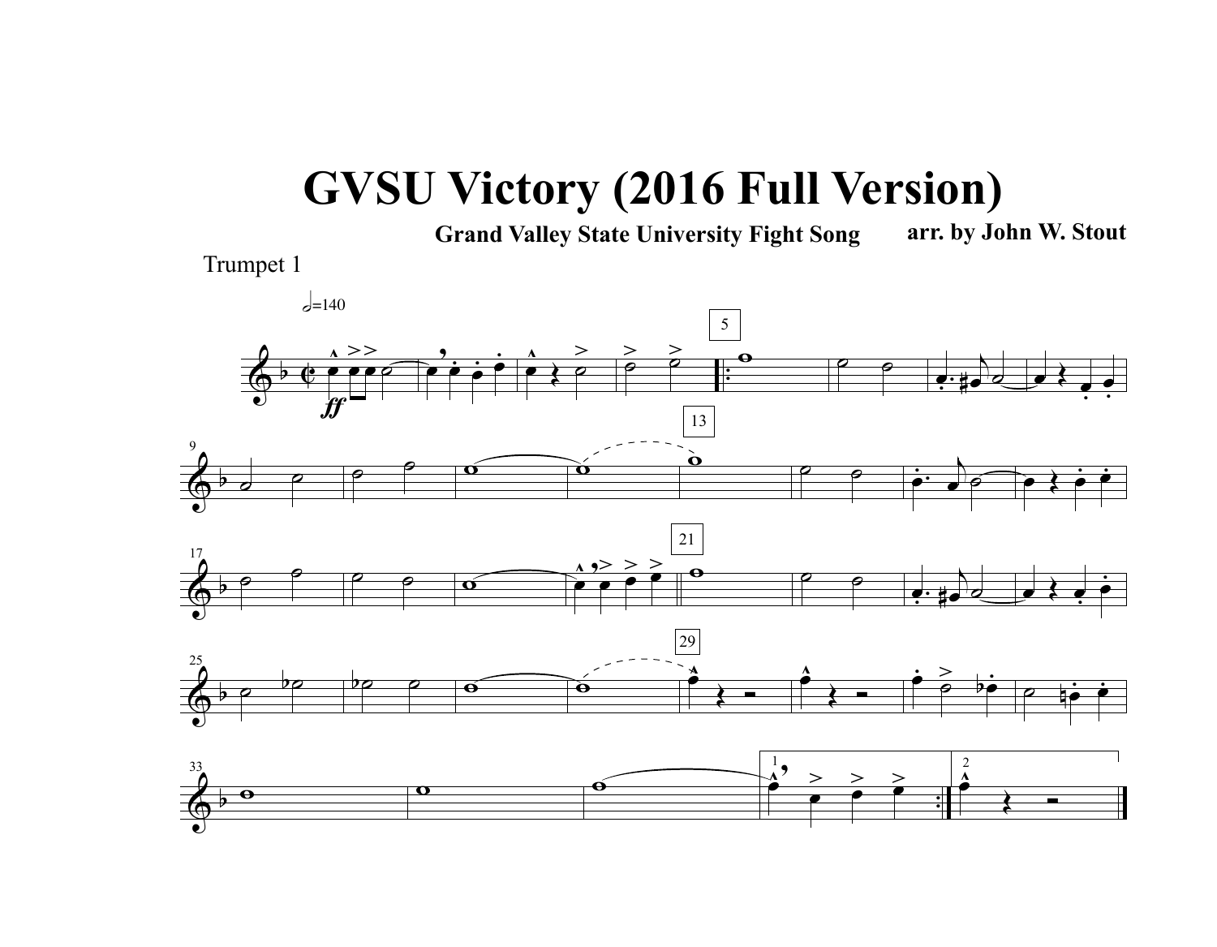# GVSU Victory (2016 Full Version)

**Grand Valley State University Fight Song** **arr. by John W. Stout**

Trumpet 1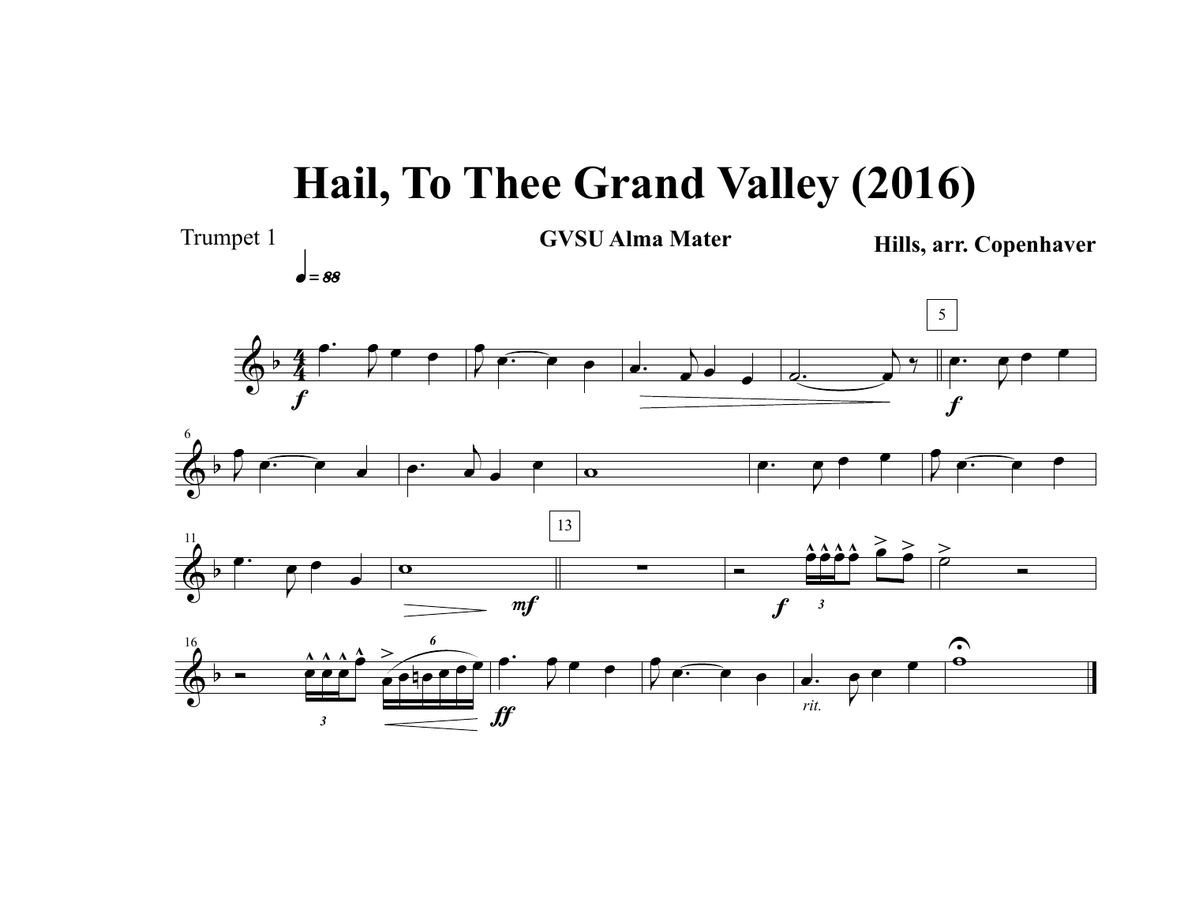# Hail, To Thee Grand Valley (2016)

Trumpet 1

**GVSU Alma Mater**

**Hills, arr. Copenhaver**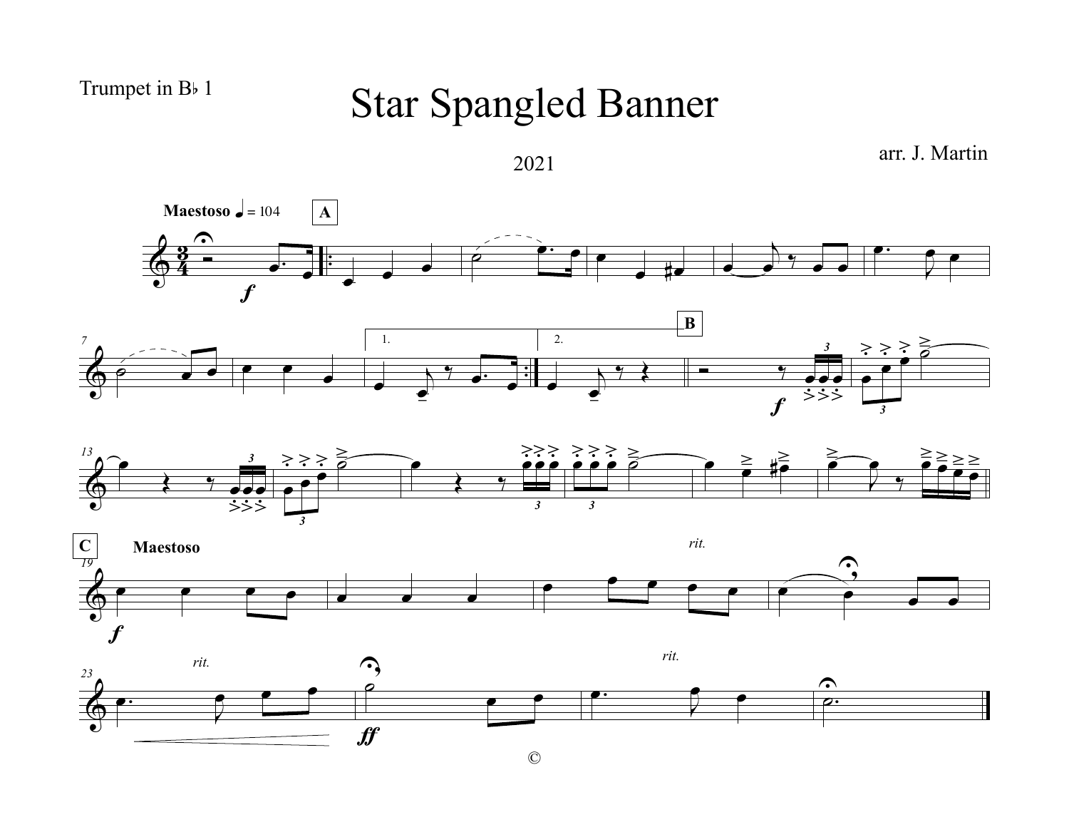Trumpet in B♭ 1

# Star Spangled Banner

2021

arr. J. Martin

**Maestoso** ♩ = 104

©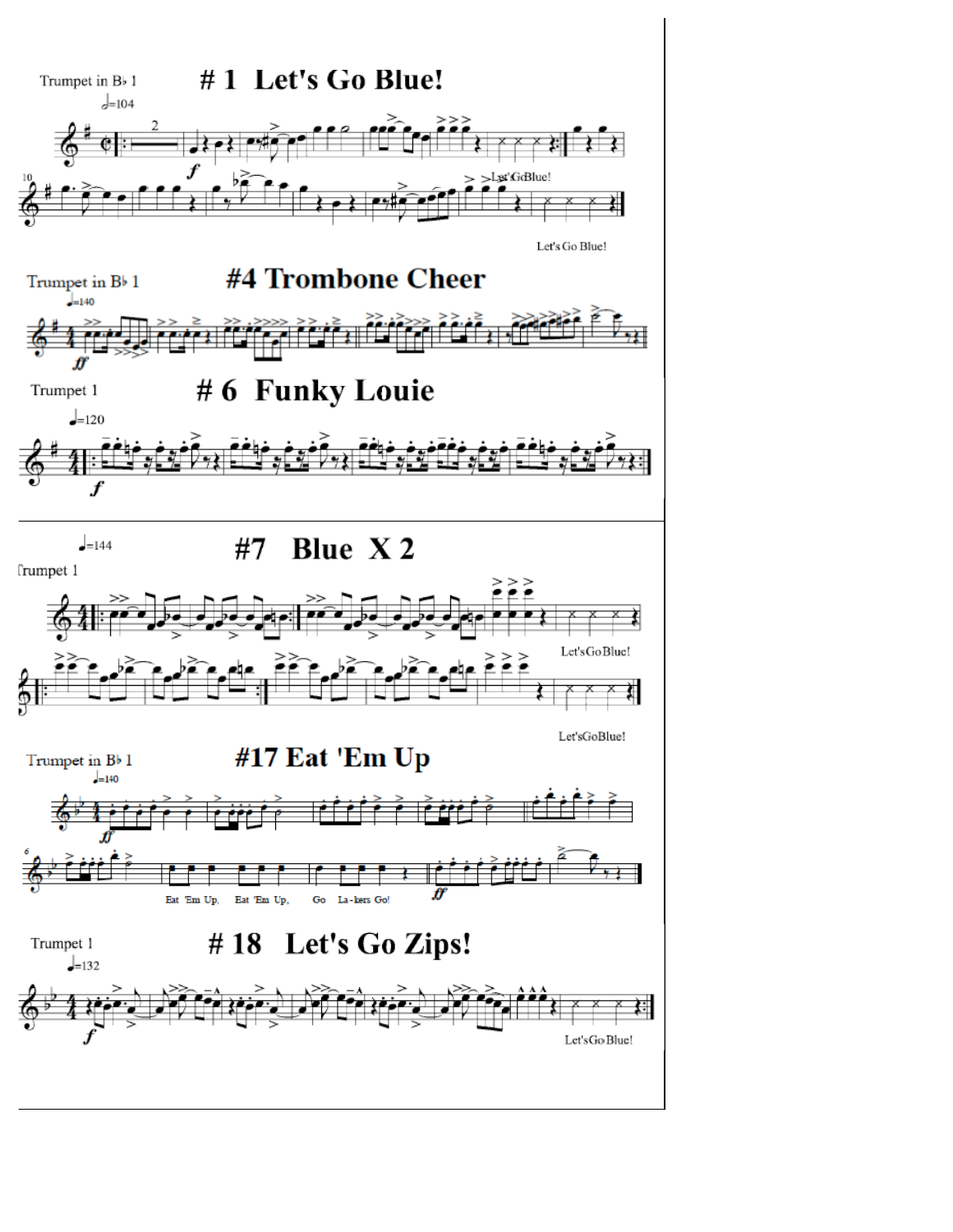Trumpet in B♭ 1

# #1 Let's Go Blue!

♩=104

Let's Go Blue!

Let's Go Blue!

Trumpet in B♭ 1

# #4 Trombone Cheer

♩=140

Trumpet 1

# #6 Funky Louie

♩=120

♩=144

# #7 Blue X 2

Trumpet 1

Let'sGoBlue!

Let'sGoBlue!

Trumpet in B♭ 1

# #17 Eat 'Em Up

♩=140

Eat 'Em Up, Eat 'Em Up, Go La-kers Go!

Trumpet 1

# #18 Let's Go Zips!

♩=132

Let'sGo Blue!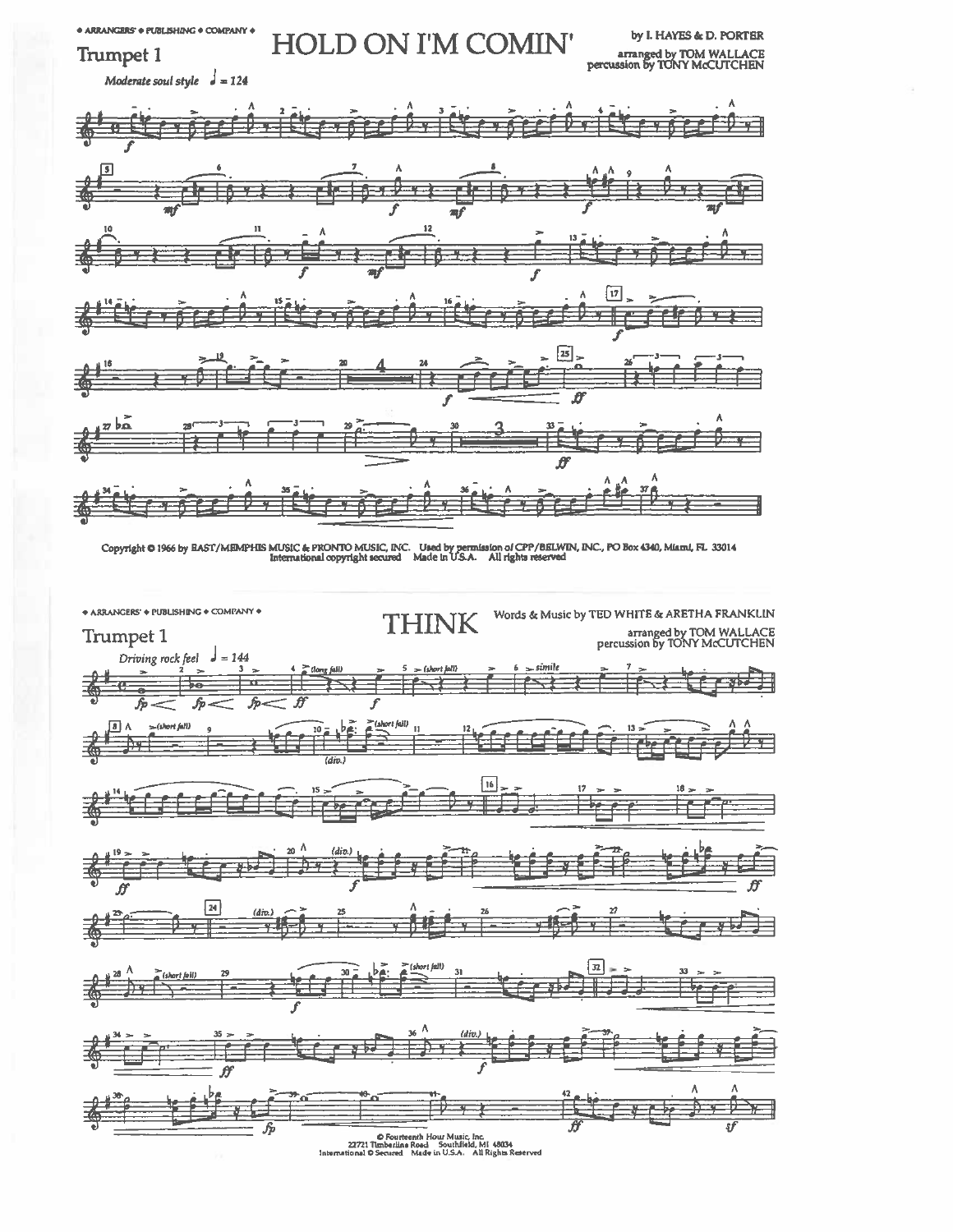◆ ARRANGERS' ◆ PUBLISHING ◆ COMPANY ◆

Trumpet 1

# HOLD ON I'M COMIN'

by I. HAYES & D. PORTER

arranged by TOM WALLACE
percussion by TONY McCUTCHEN

*Moderate soul style* ♩ = 124

Copyright © 1966 by EAST/MEMPHIS MUSIC & PRONTO MUSIC, INC. Used by permission of CPP/BELWIN, INC., PO Box 4340, Miami, FL 33014
International copyright secured Made in U.S.A. All rights reserved

◆ ARRANGERS' ◆ PUBLISHING ◆ COMPANY ◆

Trumpet 1

# THINK

Words & Music by TED WHITE & ARETHA FRANKLIN

arranged by TOM WALLACE
percussion by TONY McCUTCHEN

*Driving rock feel* ♩ = 144

© Fourteenth Hour Music, Inc.
22721 Timberline Road Southfield, MI 48034
International © Secured Made in U.S.A. All Rights Reserved